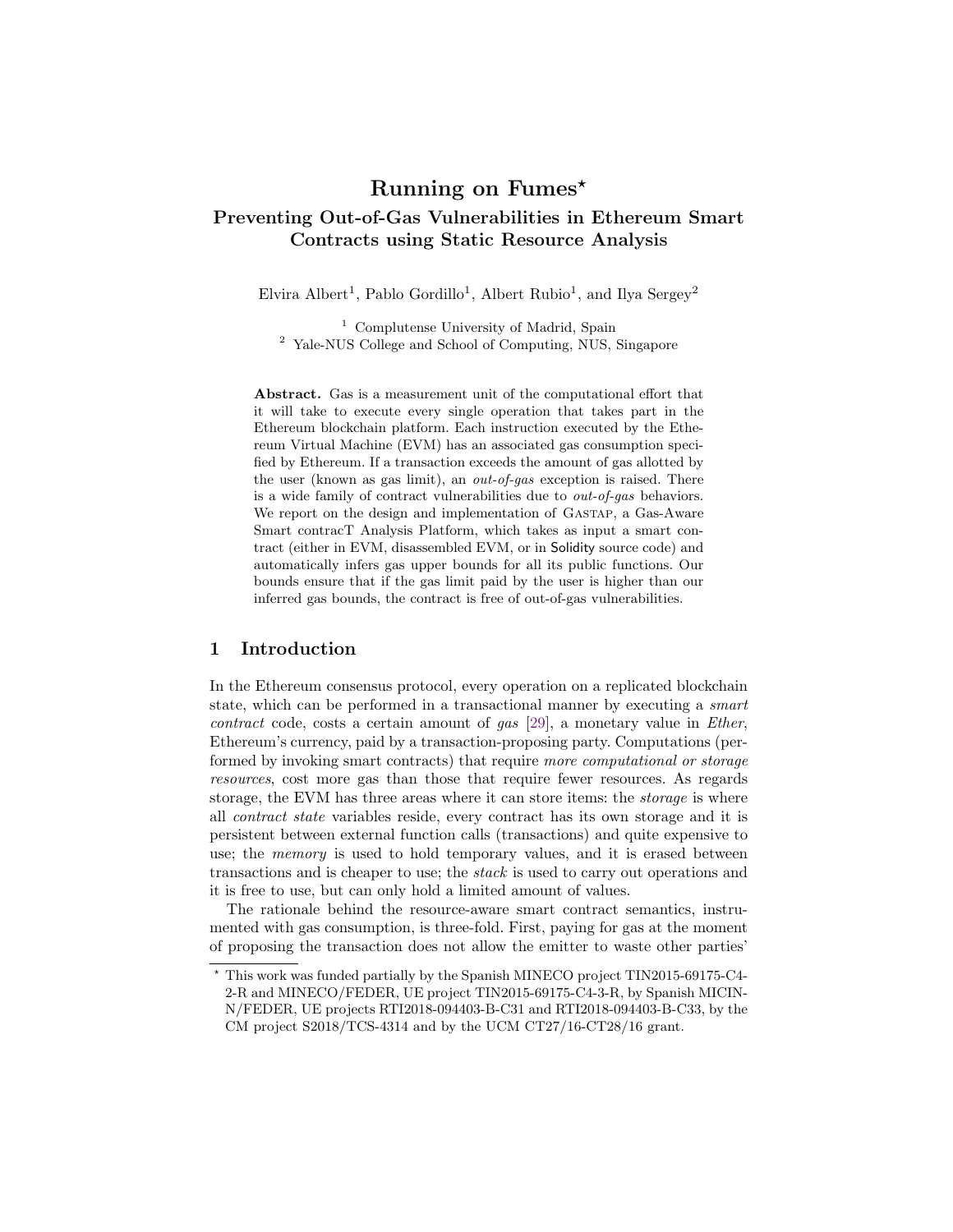# Running on Fumes*

## Preventing Out-of-Gas Vulnerabilities in Ethereum Smart Contracts using Static Resource Analysis

Elvira Albert[1], Pablo Gordillo[1], Albert Rubio[1], and Ilya Sergey[2]

[1] Complutense University of Madrid, Spain
[2] Yale-NUS College and School of Computing, NUS, Singapore

**Abstract.** Gas is a measurement unit of the computational effort that it will take to execute every single operation that takes part in the Ethereum blockchain platform. Each instruction executed by the Ethereum Virtual Machine (EVM) has an associated gas consumption specified by Ethereum. If a transaction exceeds the amount of gas allotted by the user (known as gas limit), an *out-of-gas* exception is raised. There is a wide family of contract vulnerabilities due to *out-of-gas* behaviors. We report on the design and implementation of Gastap, a Gas-Aware Smart contracT Analysis Platform, which takes as input a smart contract (either in EVM, disassembled EVM, or in Solidity source code) and automatically infers gas upper bounds for all its public functions. Our bounds ensure that if the gas limit paid by the user is higher than our inferred gas bounds, the contract is free of out-of-gas vulnerabilities.

## 1 Introduction

In the Ethereum consensus protocol, every operation on a replicated blockchain state, which can be performed in a transactional manner by executing a *smart contract* code, costs a certain amount of *gas* [29], a monetary value in *Ether*, Ethereum's currency, paid by a transaction-proposing party. Computations (performed by invoking smart contracts) that require *more computational or storage resources*, cost more gas than those that require fewer resources. As regards storage, the EVM has three areas where it can store items: the *storage* is where all *contract state* variables reside, every contract has its own storage and it is persistent between external function calls (transactions) and quite expensive to use; the *memory* is used to hold temporary values, and it is erased between transactions and is cheaper to use; the *stack* is used to carry out operations and it is free to use, but can only hold a limited amount of values.

The rationale behind the resource-aware smart contract semantics, instrumented with gas consumption, is three-fold. First, paying for gas at the moment of proposing the transaction does not allow the emitter to waste other parties'

* This work was funded partially by the Spanish MINECO project TIN2015-69175-C4-2-R and MINECO/FEDER, UE project TIN2015-69175-C4-3-R, by Spanish MICINN/FEDER, UE projects RTI2018-094403-B-C31 and RTI2018-094403-B-C33, by the CM project S2018/TCS-4314 and by the UCM CT27/16-CT28/16 grant.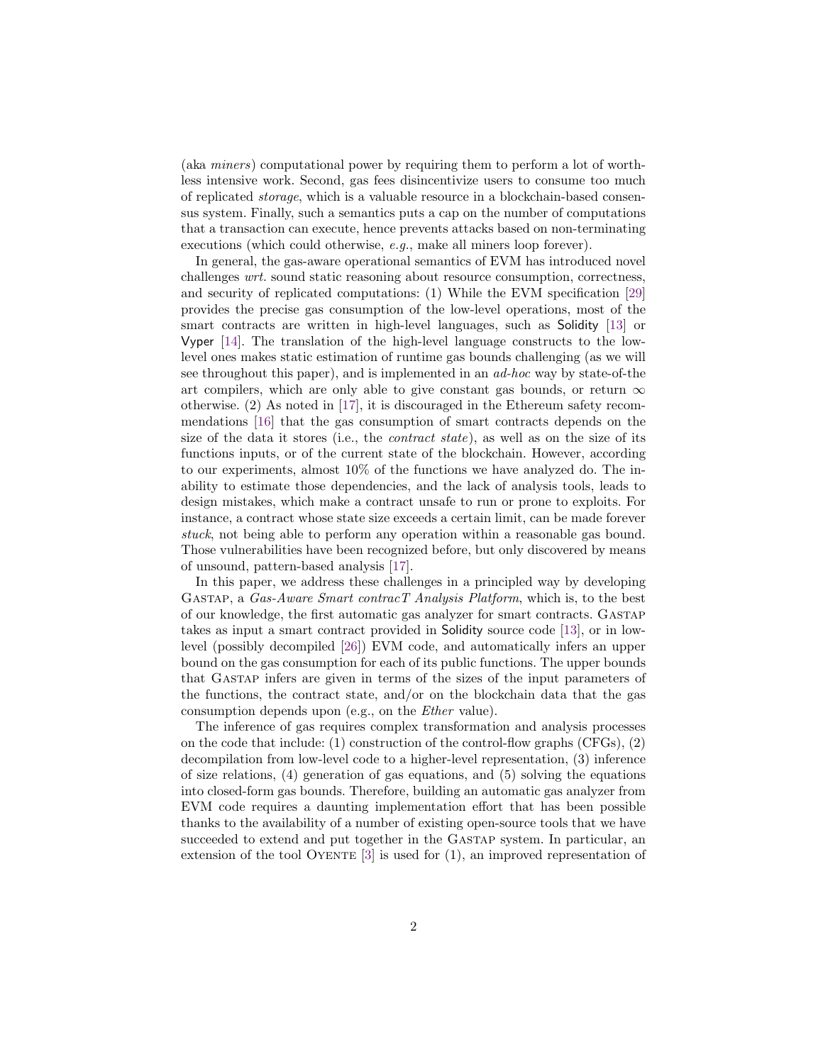(aka *miners*) computational power by requiring them to perform a lot of worthless intensive work. Second, gas fees disincentivize users to consume too much of replicated *storage*, which is a valuable resource in a blockchain-based consensus system. Finally, such a semantics puts a cap on the number of computations that a transaction can execute, hence prevents attacks based on non-terminating executions (which could otherwise, *e.g.*, make all miners loop forever).

In general, the gas-aware operational semantics of EVM has introduced novel challenges *wrt.* sound static reasoning about resource consumption, correctness, and security of replicated computations: (1) While the EVM specification [29] provides the precise gas consumption of the low-level operations, most of the smart contracts are written in high-level languages, such as Solidity [13] or Vyper [14]. The translation of the high-level language constructs to the low-level ones makes static estimation of runtime gas bounds challenging (as we will see throughout this paper), and is implemented in an *ad-hoc* way by state-of-the art compilers, which are only able to give constant gas bounds, or return $\infty$ otherwise. (2) As noted in [17], it is discouraged in the Ethereum safety recommendations [16] that the gas consumption of smart contracts depends on the size of the data it stores (i.e., the *contract state*), as well as on the size of its functions inputs, or of the current state of the blockchain. However, according to our experiments, almost 10% of the functions we have analyzed do. The inability to estimate those dependencies, and the lack of analysis tools, leads to design mistakes, which make a contract unsafe to run or prone to exploits. For instance, a contract whose state size exceeds a certain limit, can be made forever *stuck*, not being able to perform any operation within a reasonable gas bound. Those vulnerabilities have been recognized before, but only discovered by means of unsound, pattern-based analysis [17].

In this paper, we address these challenges in a principled way by developing Gastap, a *Gas-Aware Smart contracT Analysis Platform*, which is, to the best of our knowledge, the first automatic gas analyzer for smart contracts. Gastap takes as input a smart contract provided in Solidity source code [13], or in low-level (possibly decompiled [26]) EVM code, and automatically infers an upper bound on the gas consumption for each of its public functions. The upper bounds that Gastap infers are given in terms of the sizes of the input parameters of the functions, the contract state, and/or on the blockchain data that the gas consumption depends upon (e.g., on the *Ether* value).

The inference of gas requires complex transformation and analysis processes on the code that include: (1) construction of the control-flow graphs (CFGs), (2) decompilation from low-level code to a higher-level representation, (3) inference of size relations, (4) generation of gas equations, and (5) solving the equations into closed-form gas bounds. Therefore, building an automatic gas analyzer from EVM code requires a daunting implementation effort that has been possible thanks to the availability of a number of existing open-source tools that we have succeeded to extend and put together in the Gastap system. In particular, an extension of the tool Oyente [3] is used for (1), an improved representation of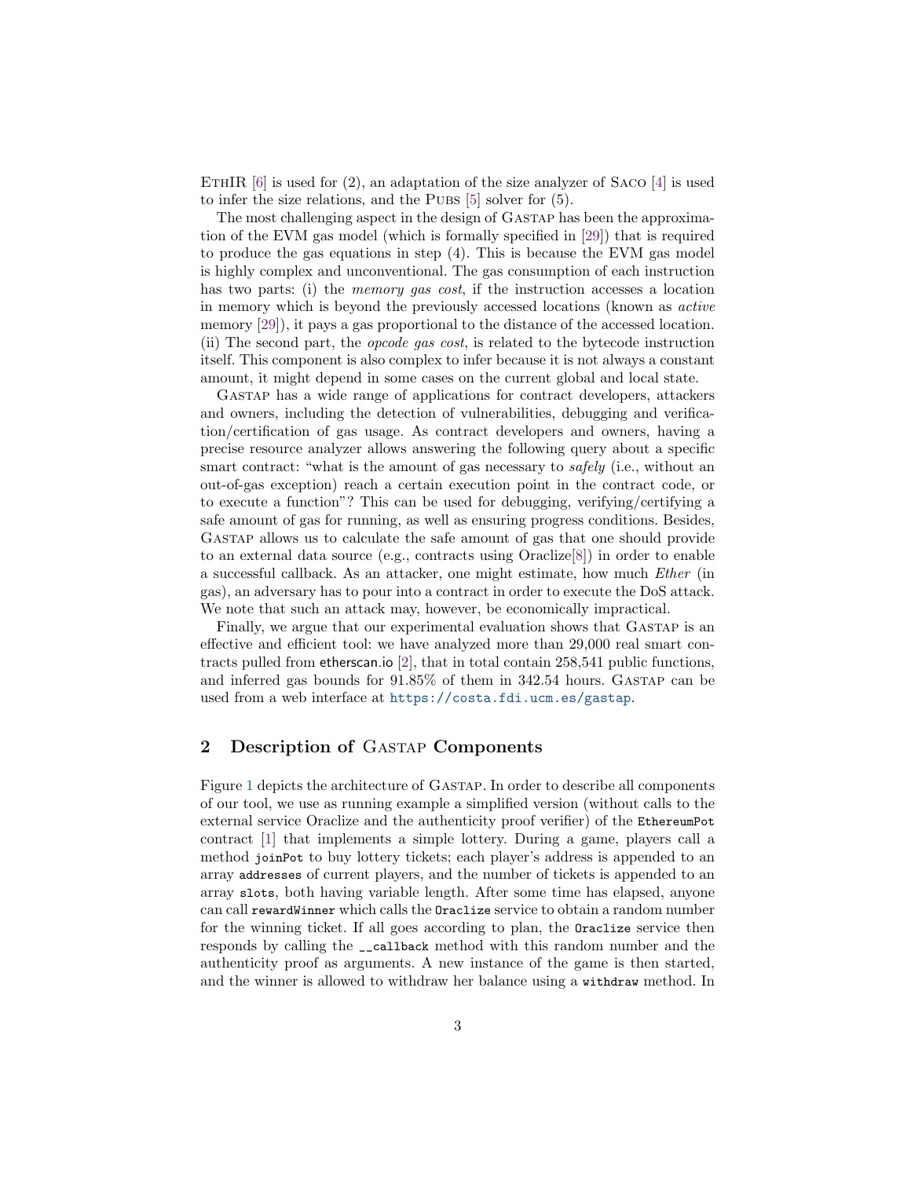EthIR [6] is used for (2), an adaptation of the size analyzer of Saco [4] is used to infer the size relations, and the Pubs [5] solver for (5).

The most challenging aspect in the design of Gastap has been the approximation of the EVM gas model (which is formally specified in [29]) that is required to produce the gas equations in step (4). This is because the EVM gas model is highly complex and unconventional. The gas consumption of each instruction has two parts: (i) the *memory gas cost*, if the instruction accesses a location in memory which is beyond the previously accessed locations (known as *active* memory [29]), it pays a gas proportional to the distance of the accessed location. (ii) The second part, the *opcode gas cost*, is related to the bytecode instruction itself. This component is also complex to infer because it is not always a constant amount, it might depend in some cases on the current global and local state.

Gastap has a wide range of applications for contract developers, attackers and owners, including the detection of vulnerabilities, debugging and verification/certification of gas usage. As contract developers and owners, having a precise resource analyzer allows answering the following query about a specific smart contract: "what is the amount of gas necessary to *safely* (i.e., without an out-of-gas exception) reach a certain execution point in the contract code, or to execute a function"? This can be used for debugging, verifying/certifying a safe amount of gas for running, as well as ensuring progress conditions. Besides, Gastap allows us to calculate the safe amount of gas that one should provide to an external data source (e.g., contracts using Oraclize[8]) in order to enable a successful callback. As an attacker, one might estimate, how much *Ether* (in gas), an adversary has to pour into a contract in order to execute the DoS attack. We note that such an attack may, however, be economically impractical.

Finally, we argue that our experimental evaluation shows that Gastap is an effective and efficient tool: we have analyzed more than 29,000 real smart contracts pulled from etherscan.io [2], that in total contain 258,541 public functions, and inferred gas bounds for 91.85% of them in 342.54 hours. Gastap can be used from a web interface at https://costa.fdi.ucm.es/gastap.

## 2 Description of Gastap Components

Figure 1 depicts the architecture of Gastap. In order to describe all components of our tool, we use as running example a simplified version (without calls to the external service Oraclize and the authenticity proof verifier) of the `EthereumPot` contract [1] that implements a simple lottery. During a game, players call a method `joinPot` to buy lottery tickets; each player's address is appended to an array `addresses` of current players, and the number of tickets is appended to an array `slots`, both having variable length. After some time has elapsed, anyone can call `rewardWinner` which calls the `Oraclize` service to obtain a random number for the winning ticket. If all goes according to plan, the `Oraclize` service then responds by calling the `__callback` method with this random number and the authenticity proof as arguments. A new instance of the game is then started, and the winner is allowed to withdraw her balance using a `withdraw` method. In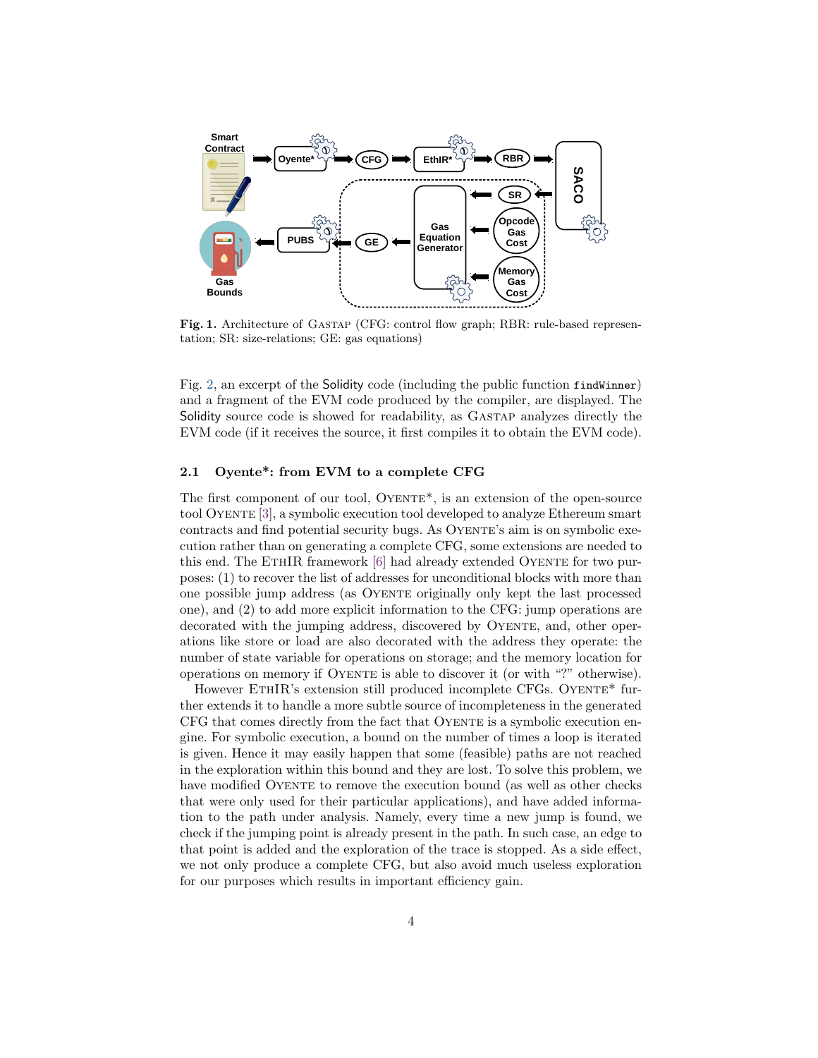Smart Contract

Oyente*

CFG

EthIR*

RBR

SACO

SR

Gas Equation Generator

Opcode Gas Cost

Memory Gas Cost

GE

PUBS

Gas Bounds

**Fig. 1.** Architecture of GASTAP (CFG: control flow graph; RBR: rule-based representation; SR: size-relations; GE: gas equations)

Fig. 2, an excerpt of the Solidity code (including the public function `findWinner`) and a fragment of the EVM code produced by the compiler, are displayed. The Solidity source code is showed for readability, as GASTAP analyzes directly the EVM code (if it receives the source, it first compiles it to obtain the EVM code).

### 2.1 Oyente*: from EVM to a complete CFG

The first component of our tool, OYENTE*, is an extension of the open-source tool OYENTE [3], a symbolic execution tool developed to analyze Ethereum smart contracts and find potential security bugs. As OYENTE's aim is on symbolic execution rather than on generating a complete CFG, some extensions are needed to this end. The ETHIR framework [6] had already extended OYENTE for two purposes: (1) to recover the list of addresses for unconditional blocks with more than one possible jump address (as OYENTE originally only kept the last processed one), and (2) to add more explicit information to the CFG: jump operations are decorated with the jumping address, discovered by OYENTE, and, other operations like store or load are also decorated with the address they operate: the number of state variable for operations on storage; and the memory location for operations on memory if OYENTE is able to discover it (or with "?" otherwise).

However ETHIR's extension still produced incomplete CFGs. OYENTE* further extends it to handle a more subtle source of incompleteness in the generated CFG that comes directly from the fact that OYENTE is a symbolic execution engine. For symbolic execution, a bound on the number of times a loop is iterated is given. Hence it may easily happen that some (feasible) paths are not reached in the exploration within this bound and they are lost. To solve this problem, we have modified OYENTE to remove the execution bound (as well as other checks that were only used for their particular applications), and have added information to the path under analysis. Namely, every time a new jump is found, we check if the jumping point is already present in the path. In such case, an edge to that point is added and the exploration of the trace is stopped. As a side effect, we not only produce a complete CFG, but also avoid much useless exploration for our purposes which results in important efficiency gain.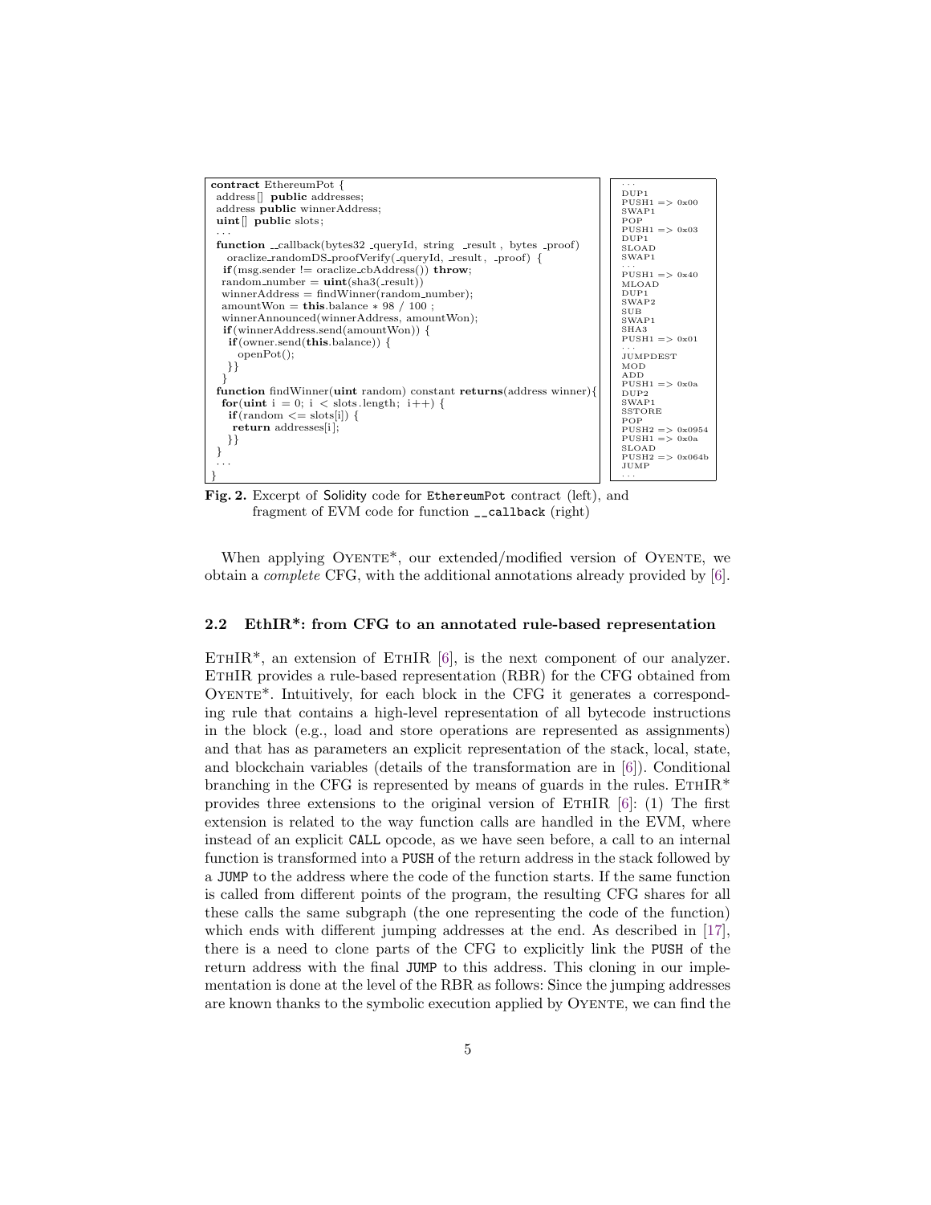```
contract EthereumPot {
 address[] public addresses;
 address public winnerAddress;
 uint[] public slots;
 ...
 function __callback(bytes32 _queryId, string _result , bytes _proof)
   oraclize_randomDS_proofVerify(_queryId, _result, _proof) {
  if(msg.sender != oraclize_cbAddress()) throw;
  random_number = uint(sha3(_result))
  winnerAddress = findWinner(random_number);
  amountWon = this.balance * 98 / 100 ;
  winnerAnnounced(winnerAddress, amountWon);
  if(winnerAddress.send(amountWon)) {
   if(owner.send(this.balance)) {
     openPot();
  }}
 }
 function findWinner(uint random) constant returns(address winner){
  for(uint i = 0; i < slots.length; i++) {
   if(random <= slots[i]) {
    return addresses[i];
  }}
 }
 ...
}
```

```
...
DUP1
PUSH1 => 0x00
SWAP1
POP
PUSH1 => 0x03
DUP1
SLOAD
SWAP1
...
PUSH1 => 0x40
MLOAD
DUP1
SWAP2
SUB
SWAP1
SHA3
PUSH1 => 0x01
...
JUMPDEST
MOD
ADD
PUSH1 => 0x0a
DUP2
SWAP1
SSTORE
POP
PUSH2 => 0x0954
PUSH1 => 0x0a
SLOAD
PUSH2 => 0x064b
JUMP
...
```

**Fig. 2.** Excerpt of Solidity code for `EthereumPot` contract (left), and fragment of EVM code for function `__callback` (right)

When applying Oyente*, our extended/modified version of Oyente, we obtain a *complete* CFG, with the additional annotations already provided by [6].

### 2.2 EthIR*: from CFG to an annotated rule-based representation

EthIR*, an extension of EthIR [6], is the next component of our analyzer. EthIR provides a rule-based representation (RBR) for the CFG obtained from Oyente*. Intuitively, for each block in the CFG it generates a corresponding rule that contains a high-level representation of all bytecode instructions in the block (e.g., load and store operations are represented as assignments) and that has as parameters an explicit representation of the stack, local, state, and blockchain variables (details of the transformation are in [6]). Conditional branching in the CFG is represented by means of guards in the rules. EthIR* provides three extensions to the original version of EthIR [6]: (1) The first extension is related to the way function calls are handled in the EVM, where instead of an explicit `CALL` opcode, as we have seen before, a call to an internal function is transformed into a `PUSH` of the return address in the stack followed by a `JUMP` to the address where the code of the function starts. If the same function is called from different points of the program, the resulting CFG shares for all these calls the same subgraph (the one representing the code of the function) which ends with different jumping addresses at the end. As described in [17], there is a need to clone parts of the CFG to explicitly link the `PUSH` of the return address with the final `JUMP` to this address. This cloning in our implementation is done at the level of the RBR as follows: Since the jumping addresses are known thanks to the symbolic execution applied by Oyente, we can find the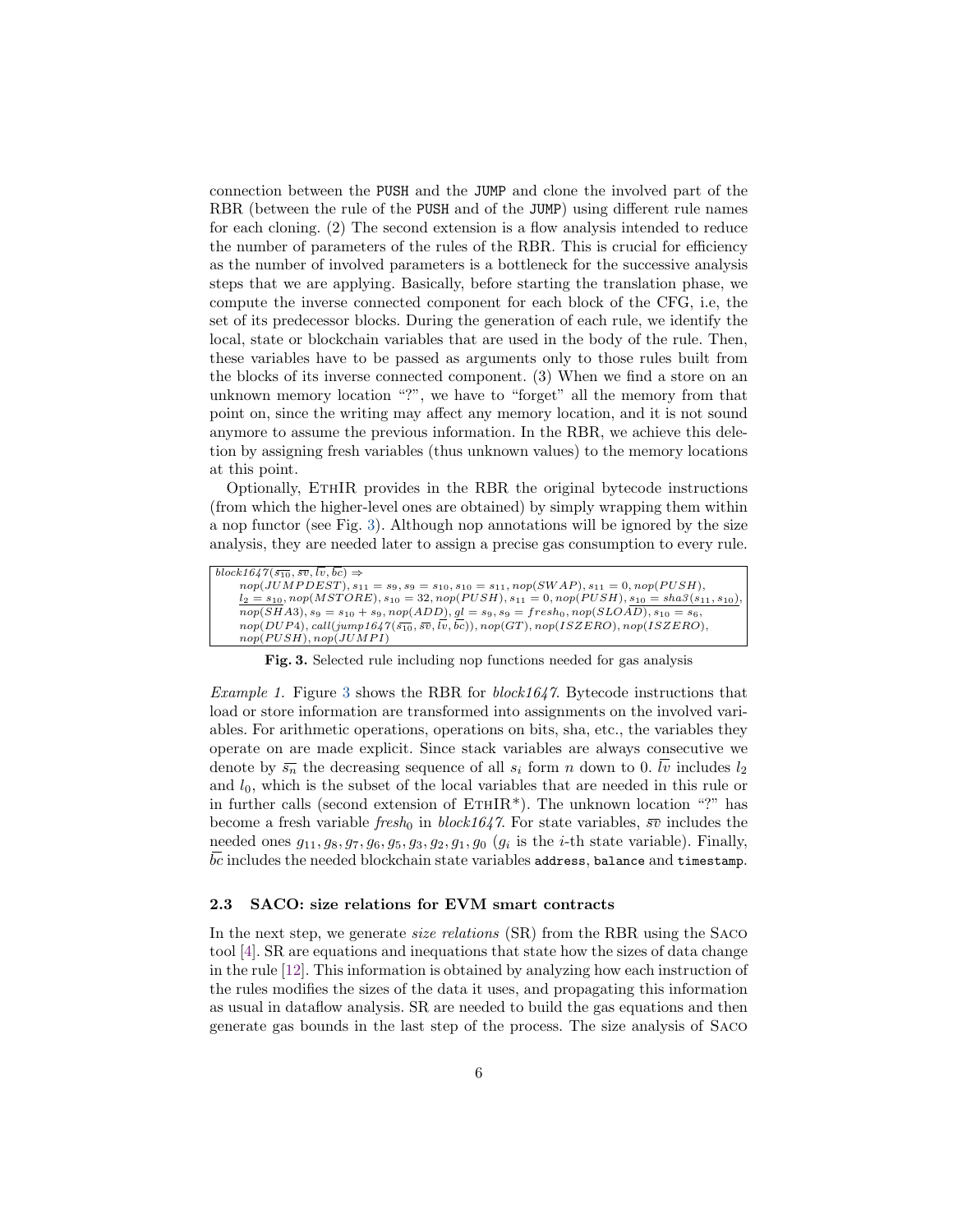connection between the PUSH and the JUMP and clone the involved part of the RBR (between the rule of the PUSH and of the JUMP) using different rule names for each cloning. (2) The second extension is a flow analysis intended to reduce the number of parameters of the rules of the RBR. This is crucial for efficiency as the number of involved parameters is a bottleneck for the successive analysis steps that we are applying. Basically, before starting the translation phase, we compute the inverse connected component for each block of the CFG, i.e, the set of its predecessor blocks. During the generation of each rule, we identify the local, state or blockchain variables that are used in the body of the rule. Then, these variables have to be passed as arguments only to those rules built from the blocks of its inverse connected component. (3) When we find a store on an unknown memory location "?", we have to "forget" all the memory from that point on, since the writing may affect any memory location, and it is not sound anymore to assume the previous information. In the RBR, we achieve this deletion by assigning fresh variables (thus unknown values) to the memory locations at this point.

Optionally, EthIR provides in the RBR the original bytecode instructions (from which the higher-level ones are obtained) by simply wrapping them within a nop functor (see Fig. 3). Although nop annotations will be ignored by the size analysis, they are needed later to assign a precise gas consumption to every rule.

$block1647(\overline{s_{10}}, \overline{sv}, \overline{lv}, \overline{bc}) \Rightarrow$
$\quad nop(JUMPDEST), s_{11} = s_9, s_9 = s_{10}, s_{10} = s_{11}, nop(SWAP), s_{11} = 0, nop(PUSH),$
$\quad \underline{l_2 = s_{10}}, nop(MSTORE), s_{10} = 32, nop(PUSH), s_{11} = 0, nop(PUSH), \underline{s_{10} = sha3(s_{11}, s_{10})},$
$\quad \underline{nop(SHA3)}, s_9 = s_{10} + s_9, nop(ADD), \underline{gl = s_9}, s_9 = fresh_0, \underline{nop(SLOAD)}, s_{10} = s_6,$
$\quad nop(DUP4), call(jump1647(\overline{s_{10}}, \overline{sv}, \overline{lv}, \overline{bc})), nop(GT), nop(ISZERO), nop(ISZERO),$
$\quad nop(PUSH), nop(JUMPI)$

**Fig. 3.** Selected rule including nop functions needed for gas analysis

*Example 1.* Figure 3 shows the RBR for *block1647*. Bytecode instructions that load or store information are transformed into assignments on the involved variables. For arithmetic operations, operations on bits, sha, etc., the variables they operate on are made explicit. Since stack variables are always consecutive we denote by $\overline{s_n}$ the decreasing sequence of all $s_i$ form $n$ down to 0. $\overline{lv}$ includes $l_2$ and $l_0$, which is the subset of the local variables that are needed in this rule or in further calls (second extension of EthIR*). The unknown location "?" has become a fresh variable $fresh_0$ in *block1647*. For state variables, $\overline{sv}$ includes the needed ones $g_{11}, g_8, g_7, g_6, g_5, g_3, g_2, g_1, g_0$ ($g_i$ is the $i$-th state variable). Finally, $\overline{bc}$ includes the needed blockchain state variables address, balance and timestamp.

### 2.3 SACO: size relations for EVM smart contracts

In the next step, we generate *size relations* (SR) from the RBR using the Saco tool [4]. SR are equations and inequations that state how the sizes of data change in the rule [12]. This information is obtained by analyzing how each instruction of the rules modifies the sizes of the data it uses, and propagating this information as usual in dataflow analysis. SR are needed to build the gas equations and then generate gas bounds in the last step of the process. The size analysis of Saco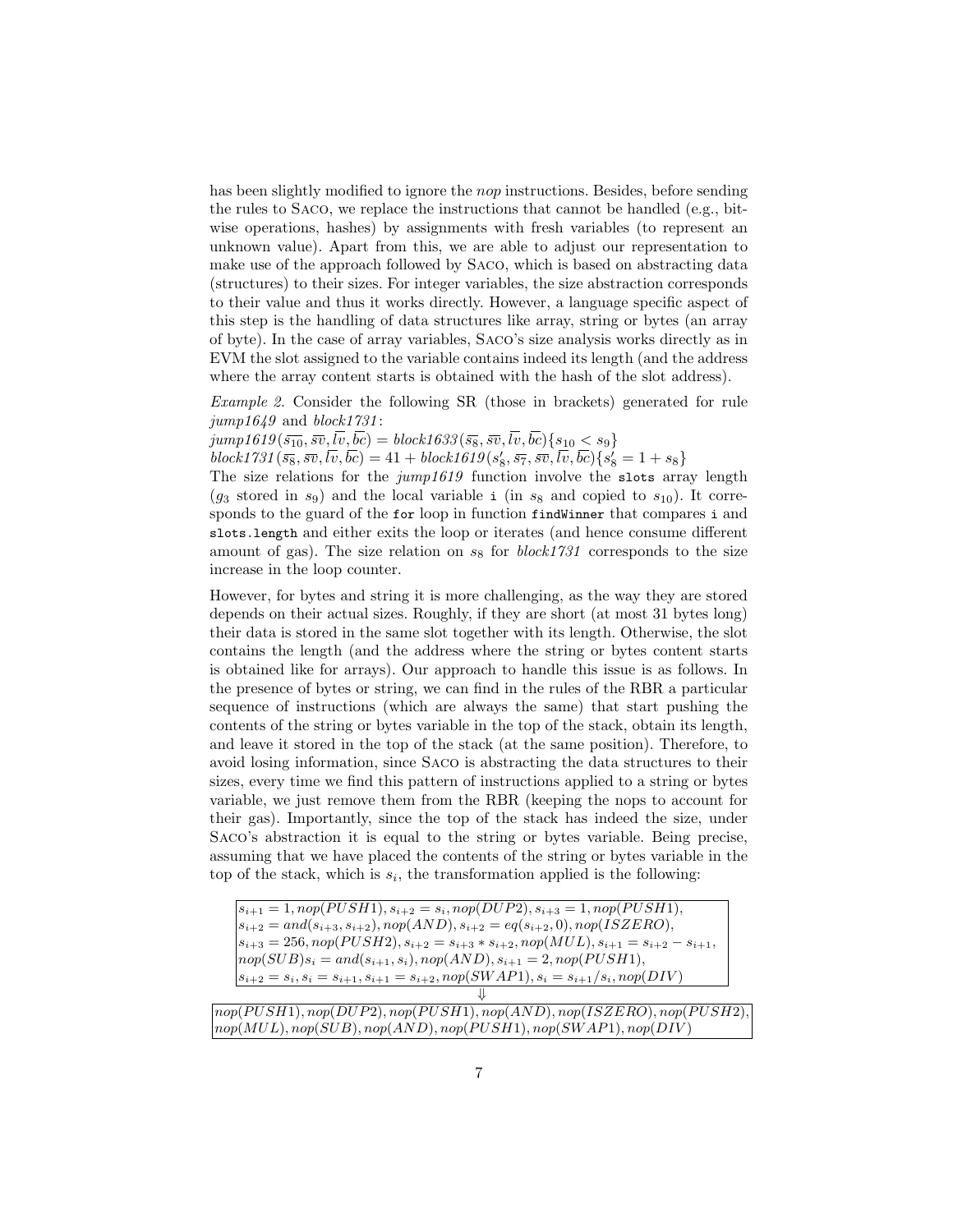has been slightly modified to ignore the *nop* instructions. Besides, before sending the rules to SACO, we replace the instructions that cannot be handled (e.g., bitwise operations, hashes) by assignments with fresh variables (to represent an unknown value). Apart from this, we are able to adjust our representation to make use of the approach followed by SACO, which is based on abstracting data (structures) to their sizes. For integer variables, the size abstraction corresponds to their value and thus it works directly. However, a language specific aspect of this step is the handling of data structures like array, string or bytes (an array of byte). In the case of array variables, SACO's size analysis works directly as in EVM the slot assigned to the variable contains indeed its length (and the address where the array content starts is obtained with the hash of the slot address).

*Example 2.* Consider the following SR (those in brackets) generated for rule *jump1649* and *block1731*:

$jump1619(\overline{s_{10}}, \overline{sv}, \overline{lv}, \overline{bc}) = block1633(\overline{s_8}, \overline{sv}, \overline{lv}, \overline{bc})\{s_{10} < s_9\}$

$block1731(\overline{s_8}, \overline{sv}, \overline{lv}, \overline{bc}) = 41 + block1619(s_8', \overline{s_7}, \overline{sv}, \overline{lv}, \overline{bc})\{s_8' = 1 + s_8\}$

The size relations for the *jump1619* function involve the `slots` array length ($g_3$ stored in $s_9$) and the local variable `i` (in $s_8$ and copied to $s_{10}$). It corresponds to the guard of the `for` loop in function `findWinner` that compares `i` and `slots.length` and either exits the loop or iterates (and hence consume different amount of gas). The size relation on $s_8$ for *block1731* corresponds to the size increase in the loop counter.

However, for bytes and string it is more challenging, as the way they are stored depends on their actual sizes. Roughly, if they are short (at most 31 bytes long) their data is stored in the same slot together with its length. Otherwise, the slot contains the length (and the address where the string or bytes content starts is obtained like for arrays). Our approach to handle this issue is as follows. In the presence of bytes or string, we can find in the rules of the RBR a particular sequence of instructions (which are always the same) that start pushing the contents of the string or bytes variable in the top of the stack, obtain its length, and leave it stored in the top of the stack (at the same position). Therefore, to avoid losing information, since SACO is abstracting the data structures to their sizes, every time we find this pattern of instructions applied to a string or bytes variable, we just remove them from the RBR (keeping the nops to account for their gas). Importantly, since the top of the stack has indeed the size, under SACO's abstraction it is equal to the string or bytes variable. Being precise, assuming that we have placed the contents of the string or bytes variable in the top of the stack, which is $s_i$, the transformation applied is the following:

$s_{i+1} = 1, nop(PUSH1), s_{i+2} = s_i, nop(DUP2), s_{i+3} = 1, nop(PUSH1),$
$s_{i+2} = and(s_{i+3}, s_{i+2}), nop(AND), s_{i+2} = eq(s_{i+2}, 0), nop(ISZERO),$
$s_{i+3} = 256, nop(PUSH2), s_{i+2} = s_{i+3} * s_{i+2}, nop(MUL), s_{i+1} = s_{i+2} - s_{i+1},$
$nop(SUB) s_i = and(s_{i+1}, s_i), nop(AND), s_{i+1} = 2, nop(PUSH1),$
$s_{i+2} = s_i, s_i = s_{i+1}, s_{i+1} = s_{i+2}, nop(SWAP1), s_i = s_{i+1}/s_i, nop(DIV)$

$\Downarrow$

$nop(PUSH1), nop(DUP2), nop(PUSH1), nop(AND), nop(ISZERO), nop(PUSH2),$
$nop(MUL), nop(SUB), nop(AND), nop(PUSH1), nop(SWAP1), nop(DIV)$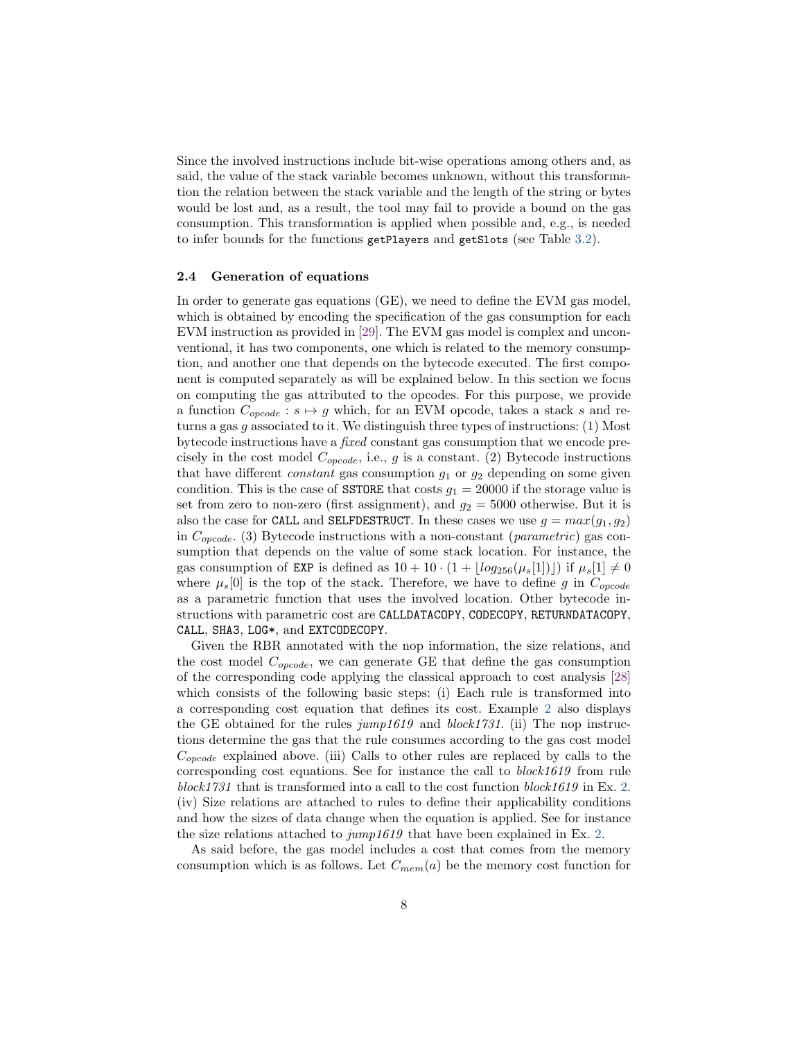Since the involved instructions include bit-wise operations among others and, as said, the value of the stack variable becomes unknown, without this transformation the relation between the stack variable and the length of the string or bytes would be lost and, as a result, the tool may fail to provide a bound on the gas consumption. This transformation is applied when possible and, e.g., is needed to infer bounds for the functions `getPlayers` and `getSlots` (see Table 3.2).

### 2.4 Generation of equations

In order to generate gas equations (GE), we need to define the EVM gas model, which is obtained by encoding the specification of the gas consumption for each EVM instruction as provided in [29]. The EVM gas model is complex and unconventional, it has two components, one which is related to the memory consumption, and another one that depends on the bytecode executed. The first component is computed separately as will be explained below. In this section we focus on computing the gas attributed to the opcodes. For this purpose, we provide a function $C_{opcode} : s \mapsto g$ which, for an EVM opcode, takes a stack $s$ and returns a gas $g$ associated to it. We distinguish three types of instructions: (1) Most bytecode instructions have a *fixed* constant gas consumption that we encode precisely in the cost model $C_{opcode}$, i.e., $g$ is a constant. (2) Bytecode instructions that have different *constant* gas consumption $g_1$ or $g_2$ depending on some given condition. This is the case of `SSTORE` that costs $g_1 = 20000$ if the storage value is set from zero to non-zero (first assignment), and $g_2 = 5000$ otherwise. But it is also the case for `CALL` and `SELFDESTRUCT`. In these cases we use $g = max(g_1, g_2)$ in $C_{opcode}$. (3) Bytecode instructions with a non-constant (*parametric*) gas consumption that depends on the value of some stack location. For instance, the gas consumption of `EXP` is defined as $10 + 10 \cdot (1 + \lfloor log_{256}(\mu_s[1]) \rfloor)$ if $\mu_s[1] \neq 0$ where $\mu_s[0]$ is the top of the stack. Therefore, we have to define $g$ in $C_{opcode}$ as a parametric function that uses the involved location. Other bytecode instructions with parametric cost are `CALLDATACOPY`, `CODECOPY`, `RETURNDATACOPY`, `CALL`, `SHA3`, `LOG*`, and `EXTCODECOPY`.

Given the RBR annotated with the nop information, the size relations, and the cost model $C_{opcode}$, we can generate GE that define the gas consumption of the corresponding code applying the classical approach to cost analysis [28] which consists of the following basic steps: (i) Each rule is transformed into a corresponding cost equation that defines its cost. Example 2 also displays the GE obtained for the rules *jump1619* and *block1731*. (ii) The nop instructions determine the gas that the rule consumes according to the gas cost model $C_{opcode}$ explained above. (iii) Calls to other rules are replaced by calls to the corresponding cost equations. See for instance the call to *block1619* from rule *block1731* that is transformed into a call to the cost function *block1619* in Ex. 2. (iv) Size relations are attached to rules to define their applicability conditions and how the sizes of data change when the equation is applied. See for instance the size relations attached to *jump1619* that have been explained in Ex. 2.

As said before, the gas model includes a cost that comes from the memory consumption which is as follows. Let $C_{mem}(a)$ be the memory cost function for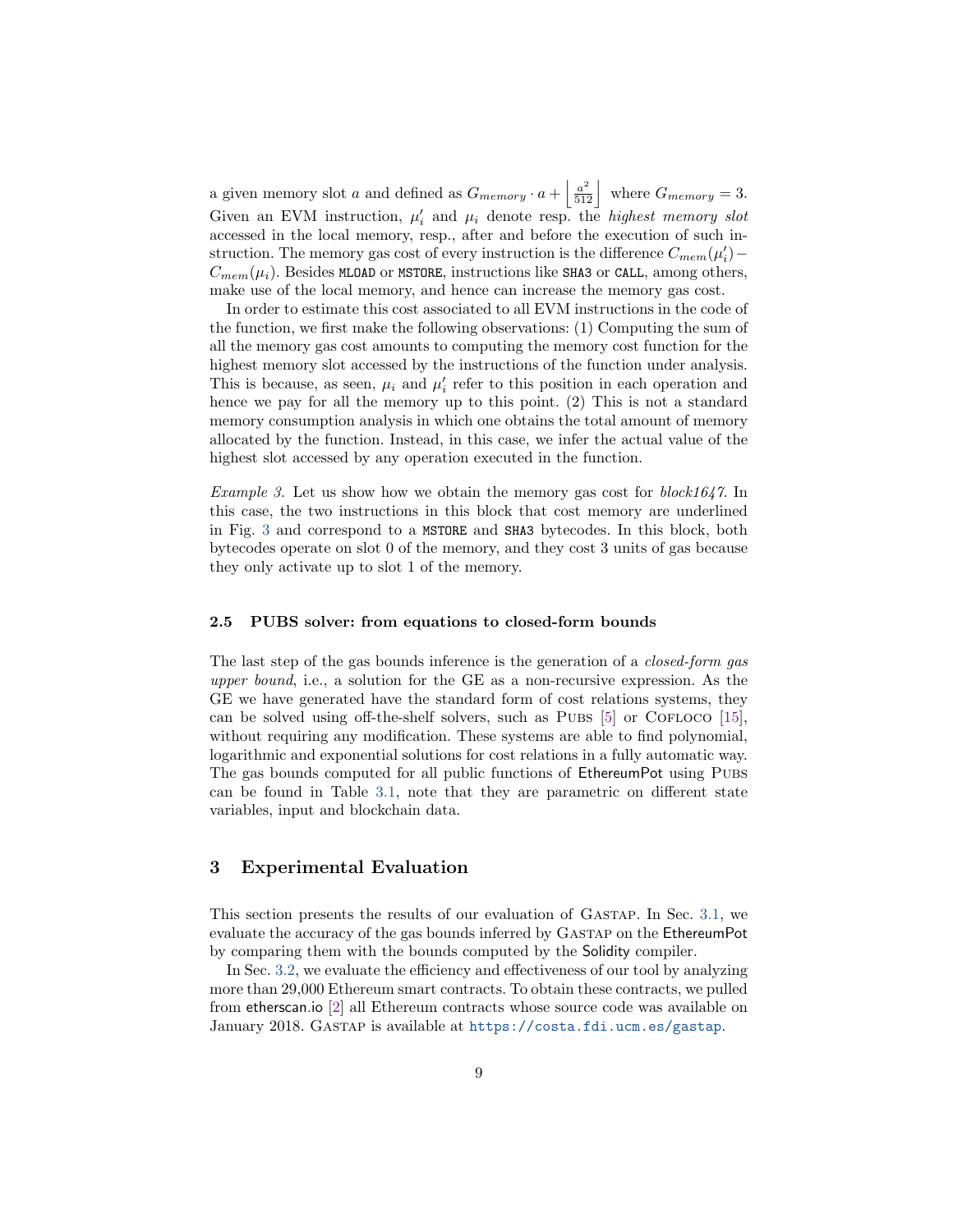a given memory slot $a$ and defined as $G_{memory} \cdot a + \left\lfloor \frac{a^2}{512} \right\rfloor$ where $G_{memory} = 3$. Given an EVM instruction, $\mu_i'$ and $\mu_i$ denote resp. the *highest memory slot* accessed in the local memory, resp., after and before the execution of such instruction. The memory gas cost of every instruction is the difference $C_{mem}(\mu_i') - C_{mem}(\mu_i)$. Besides `MLOAD` or `MSTORE`, instructions like `SHA3` or `CALL`, among others, make use of the local memory, and hence can increase the memory gas cost.

In order to estimate this cost associated to all EVM instructions in the code of the function, we first make the following observations: (1) Computing the sum of all the memory gas cost amounts to computing the memory cost function for the highest memory slot accessed by the instructions of the function under analysis. This is because, as seen, $\mu_i$ and $\mu_i'$ refer to this position in each operation and hence we pay for all the memory up to this point. (2) This is not a standard memory consumption analysis in which one obtains the total amount of memory allocated by the function. Instead, in this case, we infer the actual value of the highest slot accessed by any operation executed in the function.

*Example 3.* Let us show how we obtain the memory gas cost for *block1647*. In this case, the two instructions in this block that cost memory are underlined in Fig. 3 and correspond to a `MSTORE` and `SHA3` bytecodes. In this block, both bytecodes operate on slot 0 of the memory, and they cost 3 units of gas because they only activate up to slot 1 of the memory.

### 2.5 PUBS solver: from equations to closed-form bounds

The last step of the gas bounds inference is the generation of a *closed-form gas upper bound*, i.e., a solution for the GE as a non-recursive expression. As the GE we have generated have the standard form of cost relations systems, they can be solved using off-the-shelf solvers, such as Pubs [5] or Cofloco [15], without requiring any modification. These systems are able to find polynomial, logarithmic and exponential solutions for cost relations in a fully automatic way. The gas bounds computed for all public functions of EthereumPot using Pubs can be found in Table 3.1, note that they are parametric on different state variables, input and blockchain data.

## 3 Experimental Evaluation

This section presents the results of our evaluation of Gastap. In Sec. 3.1, we evaluate the accuracy of the gas bounds inferred by Gastap on the EthereumPot by comparing them with the bounds computed by the Solidity compiler.

In Sec. 3.2, we evaluate the efficiency and effectiveness of our tool by analyzing more than 29,000 Ethereum smart contracts. To obtain these contracts, we pulled from etherscan.io [2] all Ethereum contracts whose source code was available on January 2018. Gastap is available at https://costa.fdi.ucm.es/gastap.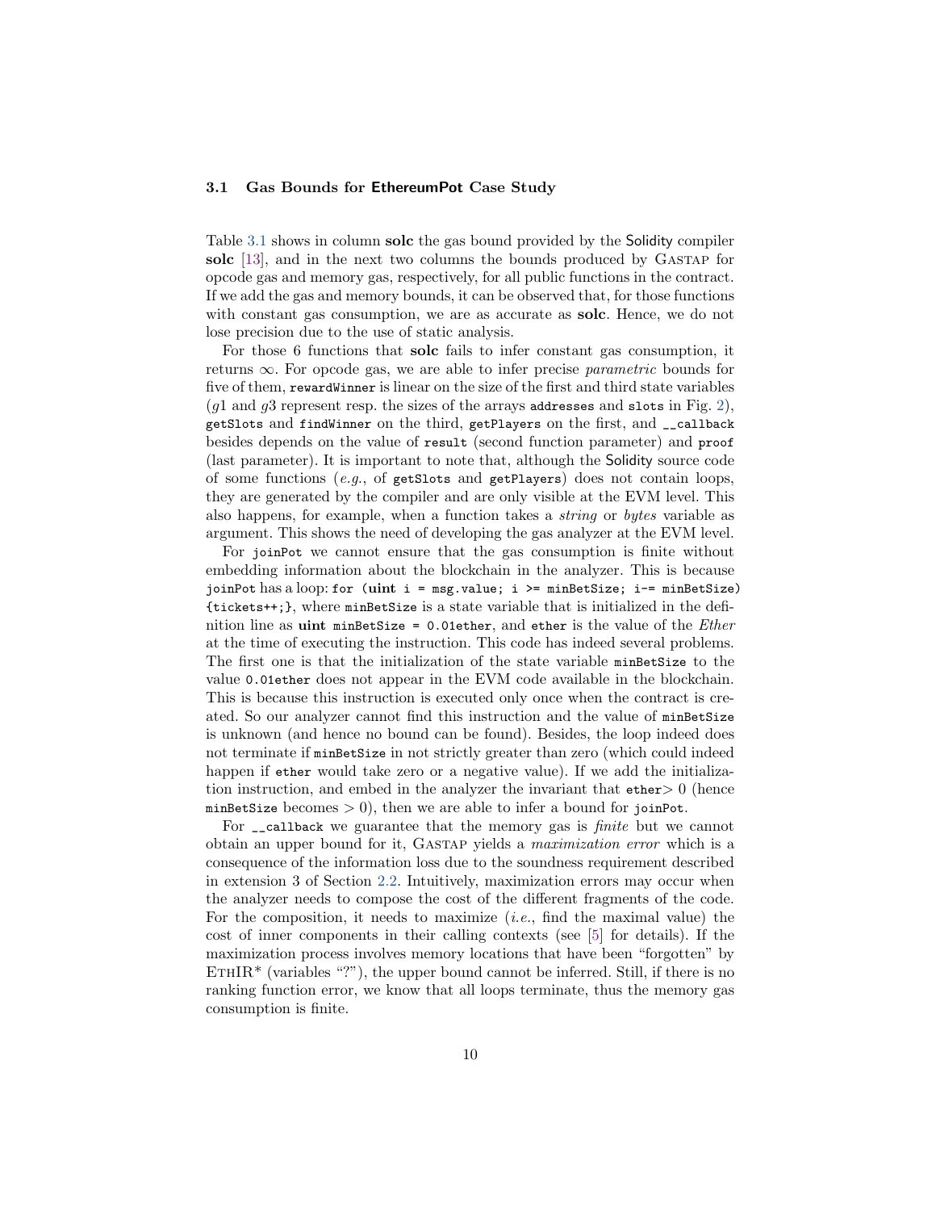### 3.1 Gas Bounds for EthereumPot Case Study

Table 3.1 shows in column **solc** the gas bound provided by the Solidity compiler **solc** [13], and in the next two columns the bounds produced by GASTAP for opcode gas and memory gas, respectively, for all public functions in the contract. If we add the gas and memory bounds, it can be observed that, for those functions with constant gas consumption, we are as accurate as **solc**. Hence, we do not lose precision due to the use of static analysis.

For those 6 functions that **solc** fails to infer constant gas consumption, it returns $\infty$. For opcode gas, we are able to infer precise *parametric* bounds for five of them, `rewardWinner` is linear on the size of the first and third state variables ($g1$ and $g3$ represent resp. the sizes of the arrays `addresses` and `slots` in Fig. 2), `getSlots` and `findWinner` on the third, `getPlayers` on the first, and `__callback` besides depends on the value of `result` (second function parameter) and `proof` (last parameter). It is important to note that, although the Solidity source code of some functions (*e.g.*, of `getSlots` and `getPlayers`) does not contain loops, they are generated by the compiler and are only visible at the EVM level. This also happens, for example, when a function takes a *string* or *bytes* variable as argument. This shows the need of developing the gas analyzer at the EVM level.

For `joinPot` we cannot ensure that the gas consumption is finite without embedding information about the blockchain in the analyzer. This is because `joinPot` has a loop: `for (uint i = msg.value; i >= minBetSize; i-= minBetSize) {tickets++;}`, where `minBetSize` is a state variable that is initialized in the definition line as `uint minBetSize = 0.01ether`, and `ether` is the value of the *Ether* at the time of executing the instruction. This code has indeed several problems. The first one is that the initialization of the state variable `minBetSize` to the value `0.01ether` does not appear in the EVM code available in the blockchain. This is because this instruction is executed only once when the contract is created. So our analyzer cannot find this instruction and the value of `minBetSize` is unknown (and hence no bound can be found). Besides, the loop indeed does not terminate if `minBetSize` in not strictly greater than zero (which could indeed happen if `ether` would take zero or a negative value). If we add the initialization instruction, and embed in the analyzer the invariant that `ether`$> 0$ (hence `minBetSize` becomes $> 0$), then we are able to infer a bound for `joinPot`.

For `__callback` we guarantee that the memory gas is *finite* but we cannot obtain an upper bound for it, GASTAP yields a *maximization error* which is a consequence of the information loss due to the soundness requirement described in extension 3 of Section 2.2. Intuitively, maximization errors may occur when the analyzer needs to compose the cost of the different fragments of the code. For the composition, it needs to maximize (*i.e.*, find the maximal value) the cost of inner components in their calling contexts (see [5] for details). If the maximization process involves memory locations that have been "forgotten" by ETHIR* (variables "?"), the upper bound cannot be inferred. Still, if there is no ranking function error, we know that all loops terminate, thus the memory gas consumption is finite.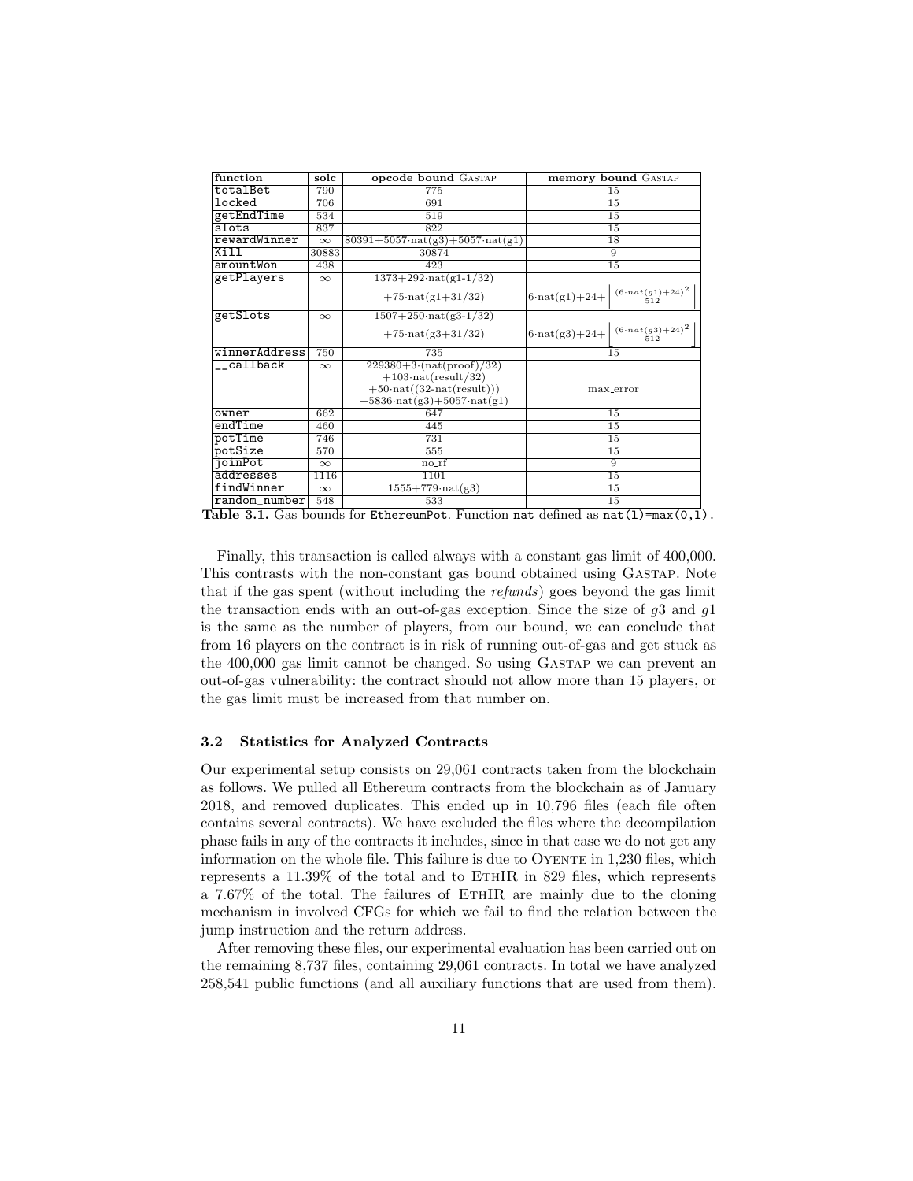| function | solc | opcode bound GASTAP | memory bound GASTAP |
|---|---|---|---|
| totalBet | 790 | 775 | 15 |
| locked | 706 | 691 | 15 |
| getEndTime | 534 | 519 | 15 |
| slots | 837 | 822 | 15 |
| rewardWinner | $\infty$ | $80391{+}5057{\cdot}\text{nat}(g3){+}5057{\cdot}\text{nat}(g1)$ | 18 |
| Kill | 30883 | 30874 | 9 |
| amountWon | 438 | 423 | 15 |
| getPlayers | $\infty$ | $1373{+}292{\cdot}\text{nat}(g1\text{-}1/32)$ $+75{\cdot}\text{nat}(g1{+}31/32)$ | $6{\cdot}\text{nat}(g1){+}24{+}\left\lfloor\frac{(6\cdot nat(g1)+24)^2}{512}\right\rfloor$ |
| getSlots | $\infty$ | $1507{+}250{\cdot}\text{nat}(g3\text{-}1/32)$ $+75{\cdot}\text{nat}(g3{+}31/32)$ | $6{\cdot}\text{nat}(g3){+}24{+}\left\lfloor\frac{(6\cdot nat(g3)+24)^2}{512}\right\rfloor$ |
| winnerAddress | 750 | 735 | 15 |
| __callback | $\infty$ | $229380{+}3{\cdot}(\text{nat}(proof)/32)$ $+103{\cdot}\text{nat}(result/32)$ $+50{\cdot}\text{nat}((32\text{-}\text{nat}(result)))$ $+5836{\cdot}\text{nat}(g3){+}5057{\cdot}\text{nat}(g1)$ | max_error |
| owner | 662 | 647 | 15 |
| endTime | 460 | 445 | 15 |
| potTime | 746 | 731 | 15 |
| potSize | 570 | 555 | 15 |
| joinPot | $\infty$ | no_rf | 9 |
| addresses | 1116 | 1101 | 15 |
| findWinner | $\infty$ | $1555{+}779{\cdot}\text{nat}(g3)$ | 15 |
| random_number | 548 | 533 | 15 |

**Table 3.1.** Gas bounds for EthereumPot. Function nat defined as nat(l)=max(0,l).

Finally, this transaction is called always with a constant gas limit of 400,000. This contrasts with the non-constant gas bound obtained using GASTAP. Note that if the gas spent (without including the *refunds*) goes beyond the gas limit the transaction ends with an out-of-gas exception. Since the size of $g3$ and $g1$ is the same as the number of players, from our bound, we can conclude that from 16 players on the contract is in risk of running out-of-gas and get stuck as the 400,000 gas limit cannot be changed. So using GASTAP we can prevent an out-of-gas vulnerability: the contract should not allow more than 15 players, or the gas limit must be increased from that number on.

### 3.2 Statistics for Analyzed Contracts

Our experimental setup consists on 29,061 contracts taken from the blockchain as follows. We pulled all Ethereum contracts from the blockchain as of January 2018, and removed duplicates. This ended up in 10,796 files (each file often contains several contracts). We have excluded the files where the decompilation phase fails in any of the contracts it includes, since in that case we do not get any information on the whole file. This failure is due to OYENTE in 1,230 files, which represents a 11.39% of the total and to ETHIR in 829 files, which represents a 7.67% of the total. The failures of ETHIR are mainly due to the cloning mechanism in involved CFGs for which we fail to find the relation between the jump instruction and the return address.

After removing these files, our experimental evaluation has been carried out on the remaining 8,737 files, containing 29,061 contracts. In total we have analyzed 258,541 public functions (and all auxiliary functions that are used from them).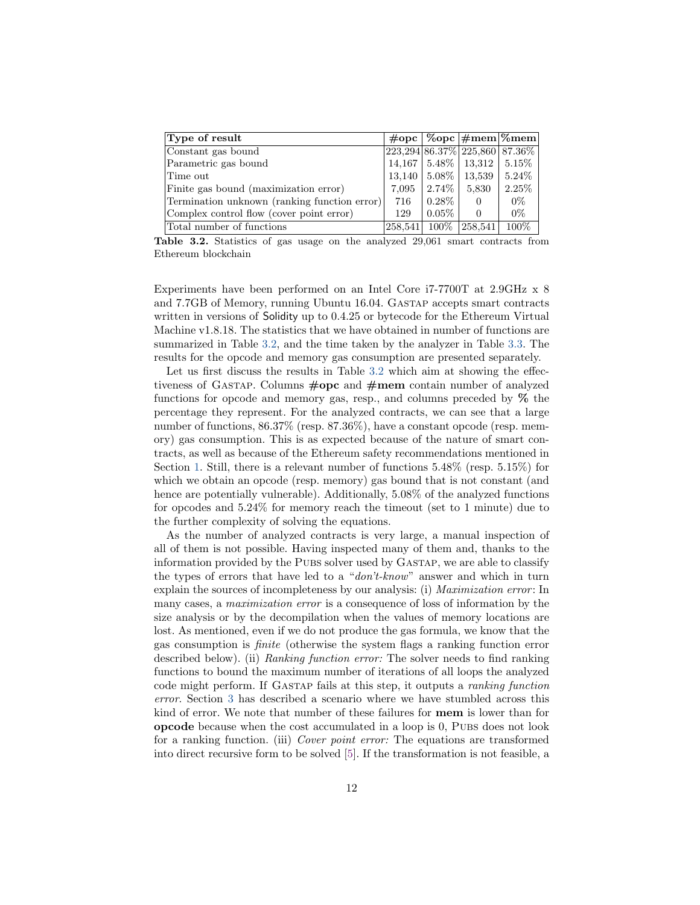| **Type of result** | **#opc** | **%opc** | **#mem** | **%mem** |
|---|---|---|---|---|
| Constant gas bound | 223,294 | 86.37% | 225,860 | 87.36% |
| Parametric gas bound | 14,167 | 5.48% | 13,312 | 5.15% |
| Time out | 13,140 | 5.08% | 13,539 | 5.24% |
| Finite gas bound (maximization error) | 7,095 | 2.74% | 5,830 | 2.25% |
| Termination unknown (ranking function error) | 716 | 0.28% | 0 | 0% |
| Complex control flow (cover point error) | 129 | 0.05% | 0 | 0% |
| Total number of functions | 258,541 | 100% | 258,541 | 100% |

**Table 3.2.** Statistics of gas usage on the analyzed 29,061 smart contracts from Ethereum blockchain

Experiments have been performed on an Intel Core i7-7700T at 2.9GHz x 8 and 7.7GB of Memory, running Ubuntu 16.04. Gastap accepts smart contracts written in versions of Solidity up to 0.4.25 or bytecode for the Ethereum Virtual Machine v1.8.18. The statistics that we have obtained in number of functions are summarized in Table 3.2, and the time taken by the analyzer in Table 3.3. The results for the opcode and memory gas consumption are presented separately.

Let us first discuss the results in Table 3.2 which aim at showing the effectiveness of Gastap. Columns **#opc** and **#mem** contain number of analyzed functions for opcode and memory gas, resp., and columns preceded by **%** the percentage they represent. For the analyzed contracts, we can see that a large number of functions, 86.37% (resp. 87.36%), have a constant opcode (resp. memory) gas consumption. This is as expected because of the nature of smart contracts, as well as because of the Ethereum safety recommendations mentioned in Section 1. Still, there is a relevant number of functions 5.48% (resp. 5.15%) for which we obtain an opcode (resp. memory) gas bound that is not constant (and hence are potentially vulnerable). Additionally, 5.08% of the analyzed functions for opcodes and 5.24% for memory reach the timeout (set to 1 minute) due to the further complexity of solving the equations.

As the number of analyzed contracts is very large, a manual inspection of all of them is not possible. Having inspected many of them and, thanks to the information provided by the Pubs solver used by Gastap, we are able to classify the types of errors that have led to a "*don't-know*" answer and which in turn explain the sources of incompleteness by our analysis: (i) *Maximization error*: In many cases, a *maximization error* is a consequence of loss of information by the size analysis or by the decompilation when the values of memory locations are lost. As mentioned, even if we do not produce the gas formula, we know that the gas consumption is *finite* (otherwise the system flags a ranking function error described below). (ii) *Ranking function error:* The solver needs to find ranking functions to bound the maximum number of iterations of all loops the analyzed code might perform. If Gastap fails at this step, it outputs a *ranking function error*. Section 3 has described a scenario where we have stumbled across this kind of error. We note that number of these failures for **mem** is lower than for **opcode** because when the cost accumulated in a loop is 0, Pubs does not look for a ranking function. (iii) *Cover point error:* The equations are transformed into direct recursive form to be solved [5]. If the transformation is not feasible, a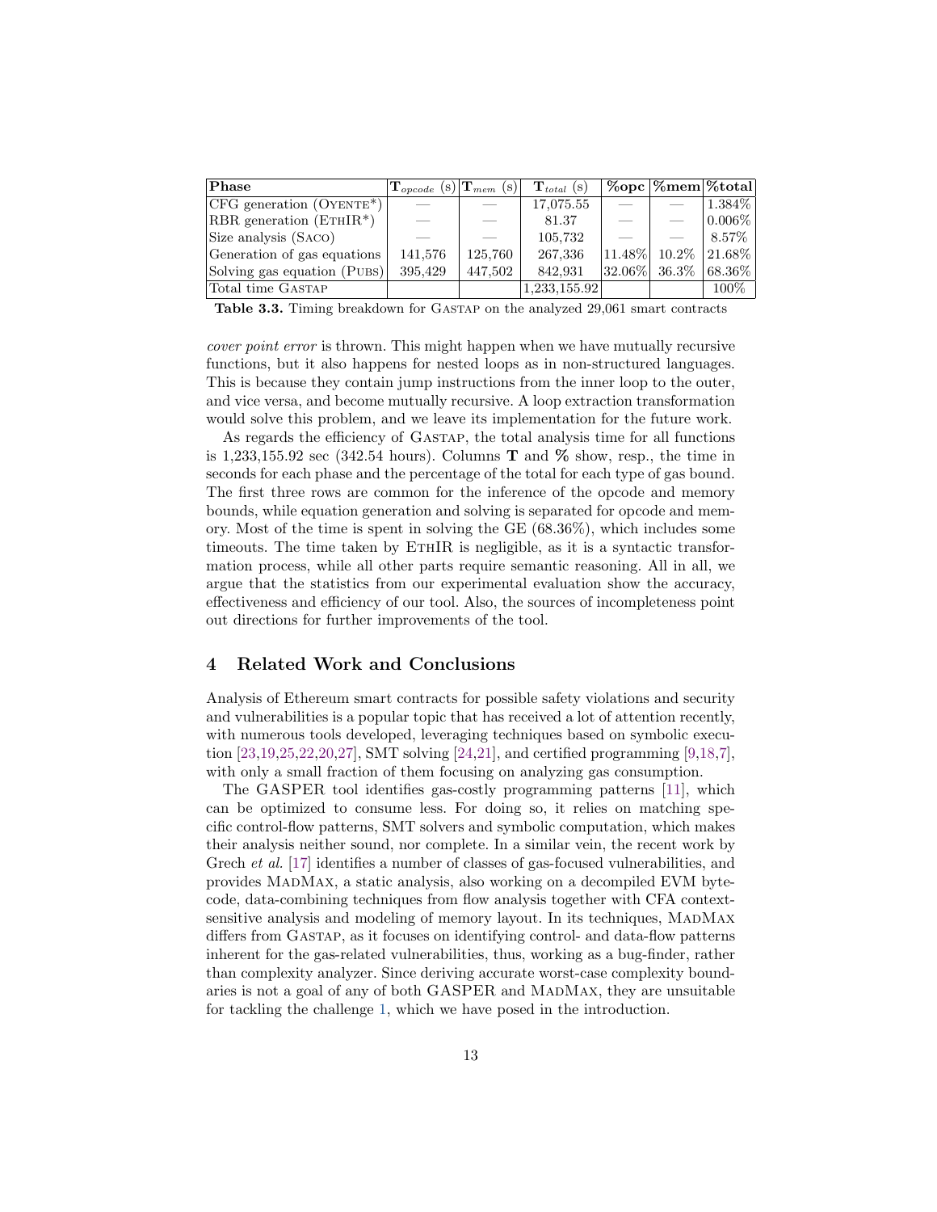| **Phase** | $\mathbf{T}_{opcode}$ (s) | $\mathbf{T}_{mem}$ (s) | $\mathbf{T}_{total}$ (s) | **%opc** | **%mem** | **%total** |
|---|---|---|---|---|---|---|
| CFG generation (OYENTE*) | — | — | 17,075.55 | — | — | 1.384% |
| RBR generation (ETHIR*) | — | — | 81.37 | — | — | 0.006% |
| Size analysis (SACO) | — | — | 105,732 | — | — | 8.57% |
| Generation of gas equations | 141,576 | 125,760 | 267,336 | 11.48% | 10.2% | 21.68% |
| Solving gas equation (PUBS) | 395,429 | 447,502 | 842,931 | 32.06% | 36.3% | 68.36% |
| Total time GASTAP | | | 1,233,155.92 | | | 100% |

**Table 3.3.** Timing breakdown for GASTAP on the analyzed 29,061 smart contracts

*cover point error* is thrown. This might happen when we have mutually recursive functions, but it also happens for nested loops as in non-structured languages. This is because they contain jump instructions from the inner loop to the outer, and vice versa, and become mutually recursive. A loop extraction transformation would solve this problem, and we leave its implementation for the future work.

As regards the efficiency of GASTAP, the total analysis time for all functions is 1,233,155.92 sec (342.54 hours). Columns **T** and **%** show, resp., the time in seconds for each phase and the percentage of the total for each type of gas bound. The first three rows are common for the inference of the opcode and memory bounds, while equation generation and solving is separated for opcode and memory. Most of the time is spent in solving the GE (68.36%), which includes some timeouts. The time taken by ETHIR is negligible, as it is a syntactic transformation process, while all other parts require semantic reasoning. All in all, we argue that the statistics from our experimental evaluation show the accuracy, effectiveness and efficiency of our tool. Also, the sources of incompleteness point out directions for further improvements of the tool.

## 4 Related Work and Conclusions

Analysis of Ethereum smart contracts for possible safety violations and security and vulnerabilities is a popular topic that has received a lot of attention recently, with numerous tools developed, leveraging techniques based on symbolic execution [23,19,25,22,20,27], SMT solving [24,21], and certified programming [9,18,7], with only a small fraction of them focusing on analyzing gas consumption.

The GASPER tool identifies gas-costly programming patterns [11], which can be optimized to consume less. For doing so, it relies on matching specific control-flow patterns, SMT solvers and symbolic computation, which makes their analysis neither sound, nor complete. In a similar vein, the recent work by Grech *et al.* [17] identifies a number of classes of gas-focused vulnerabilities, and provides MADMAX, a static analysis, also working on a decompiled EVM bytecode, data-combining techniques from flow analysis together with CFA context-sensitive analysis and modeling of memory layout. In its techniques, MADMAX differs from GASTAP, as it focuses on identifying control- and data-flow patterns inherent for the gas-related vulnerabilities, thus, working as a bug-finder, rather than complexity analyzer. Since deriving accurate worst-case complexity boundaries is not a goal of any of both GASPER and MADMAX, they are unsuitable for tackling the challenge 1, which we have posed in the introduction.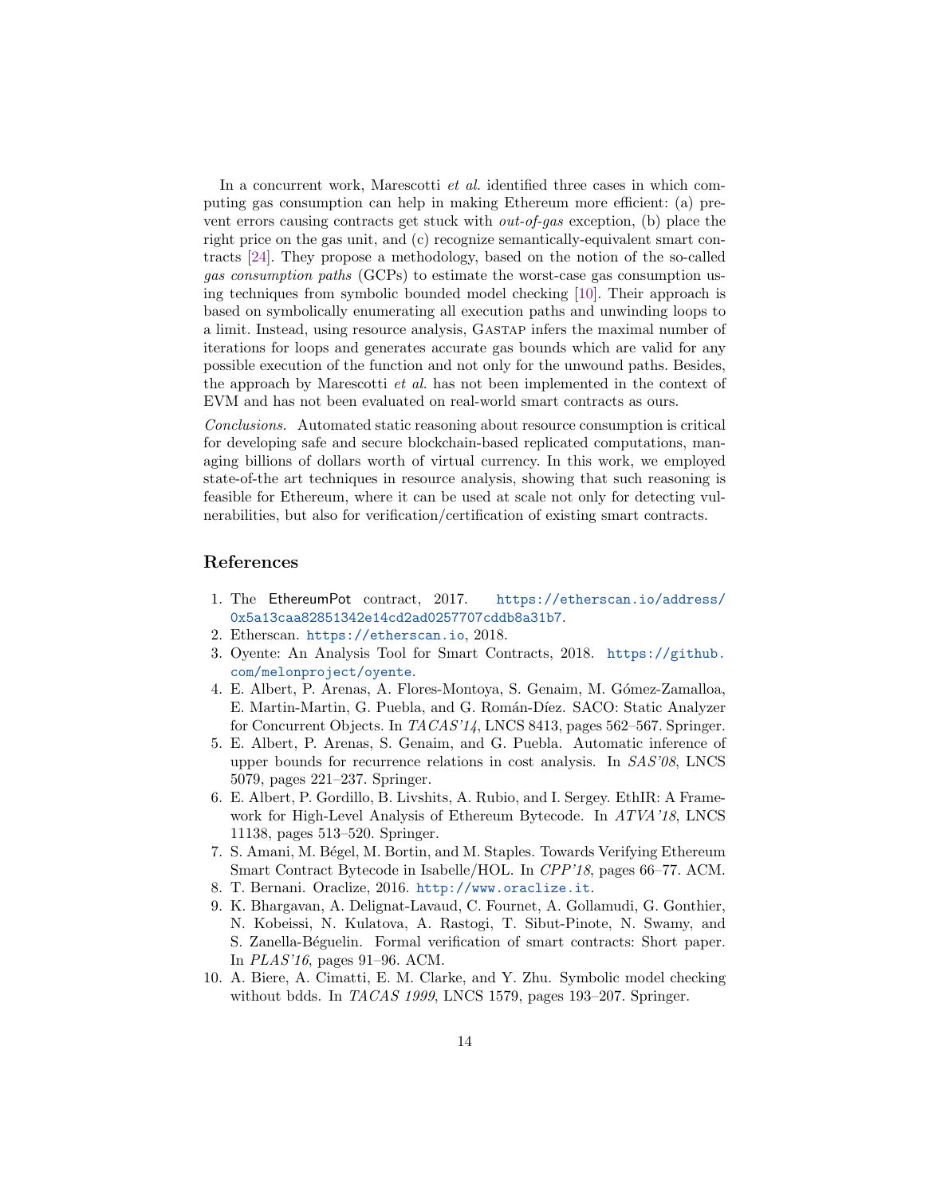In a concurrent work, Marescotti *et al.* identified three cases in which computing gas consumption can help in making Ethereum more efficient: (a) prevent errors causing contracts get stuck with *out-of-gas* exception, (b) place the right price on the gas unit, and (c) recognize semantically-equivalent smart contracts [24]. They propose a methodology, based on the notion of the so-called *gas consumption paths* (GCPs) to estimate the worst-case gas consumption using techniques from symbolic bounded model checking [10]. Their approach is based on symbolically enumerating all execution paths and unwinding loops to a limit. Instead, using resource analysis, Gastap infers the maximal number of iterations for loops and generates accurate gas bounds which are valid for any possible execution of the function and not only for the unwound paths. Besides, the approach by Marescotti *et al.* has not been implemented in the context of EVM and has not been evaluated on real-world smart contracts as ours.

*Conclusions.* Automated static reasoning about resource consumption is critical for developing safe and secure blockchain-based replicated computations, managing billions of dollars worth of virtual currency. In this work, we employed state-of-the art techniques in resource analysis, showing that such reasoning is feasible for Ethereum, where it can be used at scale not only for detecting vulnerabilities, but also for verification/certification of existing smart contracts.

## References

1. The EthereumPot contract, 2017. https://etherscan.io/address/0x5a13caa82851342e14cd2ad0257707cddb8a31b7.
2. Etherscan. https://etherscan.io, 2018.
3. Oyente: An Analysis Tool for Smart Contracts, 2018. https://github.com/melonproject/oyente.
4. E. Albert, P. Arenas, A. Flores-Montoya, S. Genaim, M. Gómez-Zamalloa, E. Martin-Martin, G. Puebla, and G. Román-Díez. SACO: Static Analyzer for Concurrent Objects. In *TACAS'14*, LNCS 8413, pages 562–567. Springer.
5. E. Albert, P. Arenas, S. Genaim, and G. Puebla. Automatic inference of upper bounds for recurrence relations in cost analysis. In *SAS'08*, LNCS 5079, pages 221–237. Springer.
6. E. Albert, P. Gordillo, B. Livshits, A. Rubio, and I. Sergey. EthIR: A Framework for High-Level Analysis of Ethereum Bytecode. In *ATVA'18*, LNCS 11138, pages 513–520. Springer.
7. S. Amani, M. Bégel, M. Bortin, and M. Staples. Towards Verifying Ethereum Smart Contract Bytecode in Isabelle/HOL. In *CPP'18*, pages 66–77. ACM.
8. T. Bernani. Oraclize, 2016. http://www.oraclize.it.
9. K. Bhargavan, A. Delignat-Lavaud, C. Fournet, A. Gollamudi, G. Gonthier, N. Kobeissi, N. Kulatova, A. Rastogi, T. Sibut-Pinote, N. Swamy, and S. Zanella-Béguelin. Formal verification of smart contracts: Short paper. In *PLAS'16*, pages 91–96. ACM.
10. A. Biere, A. Cimatti, E. M. Clarke, and Y. Zhu. Symbolic model checking without bdds. In *TACAS 1999*, LNCS 1579, pages 193–207. Springer.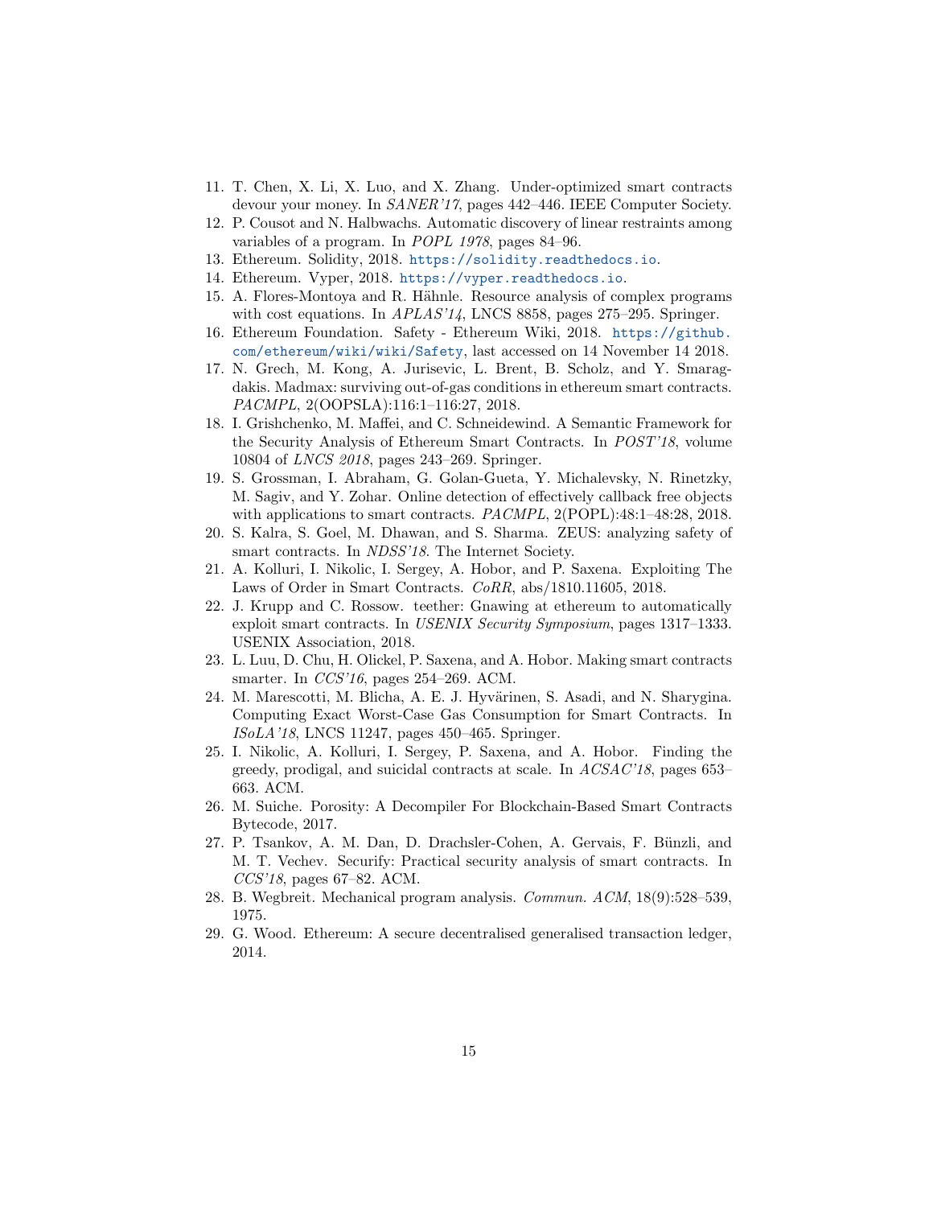11. T. Chen, X. Li, X. Luo, and X. Zhang. Under-optimized smart contracts devour your money. In *SANER'17*, pages 442–446. IEEE Computer Society.
12. P. Cousot and N. Halbwachs. Automatic discovery of linear restraints among variables of a program. In *POPL 1978*, pages 84–96.
13. Ethereum. Solidity, 2018. https://solidity.readthedocs.io.
14. Ethereum. Vyper, 2018. https://vyper.readthedocs.io.
15. A. Flores-Montoya and R. Hähnle. Resource analysis of complex programs with cost equations. In *APLAS'14*, LNCS 8858, pages 275–295. Springer.
16. Ethereum Foundation. Safety - Ethereum Wiki, 2018. https://github.com/ethereum/wiki/wiki/Safety, last accessed on 14 November 14 2018.
17. N. Grech, M. Kong, A. Jurisevic, L. Brent, B. Scholz, and Y. Smaragdakis. Madmax: surviving out-of-gas conditions in ethereum smart contracts. *PACMPL*, 2(OOPSLA):116:1–116:27, 2018.
18. I. Grishchenko, M. Maffei, and C. Schneidewind. A Semantic Framework for the Security Analysis of Ethereum Smart Contracts. In *POST'18*, volume 10804 of *LNCS 2018*, pages 243–269. Springer.
19. S. Grossman, I. Abraham, G. Golan-Gueta, Y. Michalevsky, N. Rinetzky, M. Sagiv, and Y. Zohar. Online detection of effectively callback free objects with applications to smart contracts. *PACMPL*, 2(POPL):48:1–48:28, 2018.
20. S. Kalra, S. Goel, M. Dhawan, and S. Sharma. ZEUS: analyzing safety of smart contracts. In *NDSS'18*. The Internet Society.
21. A. Kolluri, I. Nikolic, I. Sergey, A. Hobor, and P. Saxena. Exploiting The Laws of Order in Smart Contracts. *CoRR*, abs/1810.11605, 2018.
22. J. Krupp and C. Rossow. teether: Gnawing at ethereum to automatically exploit smart contracts. In *USENIX Security Symposium*, pages 1317–1333. USENIX Association, 2018.
23. L. Luu, D. Chu, H. Olickel, P. Saxena, and A. Hobor. Making smart contracts smarter. In *CCS'16*, pages 254–269. ACM.
24. M. Marescotti, M. Blicha, A. E. J. Hyvärinen, S. Asadi, and N. Sharygina. Computing Exact Worst-Case Gas Consumption for Smart Contracts. In *ISoLA'18*, LNCS 11247, pages 450–465. Springer.
25. I. Nikolic, A. Kolluri, I. Sergey, P. Saxena, and A. Hobor. Finding the greedy, prodigal, and suicidal contracts at scale. In *ACSAC'18*, pages 653–663. ACM.
26. M. Suiche. Porosity: A Decompiler For Blockchain-Based Smart Contracts Bytecode, 2017.
27. P. Tsankov, A. M. Dan, D. Drachsler-Cohen, A. Gervais, F. Bünzli, and M. T. Vechev. Securify: Practical security analysis of smart contracts. In *CCS'18*, pages 67–82. ACM.
28. B. Wegbreit. Mechanical program analysis. *Commun. ACM*, 18(9):528–539, 1975.
29. G. Wood. Ethereum: A secure decentralised generalised transaction ledger, 2014.